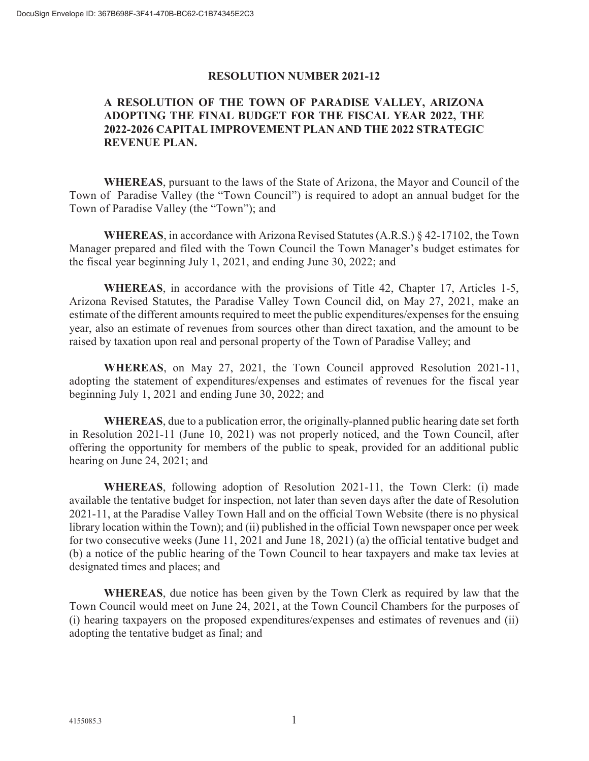# RESOLUTION NUMBER 2021-12

## A RESOLUTION OF THE TOWN OF PARADISE VALLEY, ARIZONA ADOPTING THE FINAL BUDGET FOR THE FISCAL YEAR 2022, THE 2022-2026 CAPITAL IMPROVEMENT PLAN AND THE 2022 STRATEGIC REVENUE PLAN.

**WHEREAS**, pursuant to the laws of the State of Arizona, the Mayor and Council of the Town of Paradise Valley (the "Town Council") is required to adopt an annual budget for the Town of Paradise Valley (the "Town"); and

**WHEREAS**, in accordance with Arizona Revised Statutes (A.R.S.) § 42-17102, the Town Manager prepared and filed with the Town Council the Town Manager's budget estimates for the fiscal year beginning July 1, 2021, and ending June 30, 2022; and

**WHEREAS**, in accordance with the provisions of Title 42, Chapter 17, Articles 1-5, Arizona Revised Statutes, the Paradise Valley Town Council did, on May 27, 2021, make an estimate of the different amounts required to meet the public expenditures/expenses for the ensuing year, also an estimate of revenues from sources other than direct taxation, and the amount to be raised by taxation upon real and personal property of the Town of Paradise Valley; and

**WHEREAS**, on May 27, 2021, the Town Council approved Resolution 2021-11, adopting the statement of expenditures/expenses and estimates of revenues for the fiscal year beginning July 1, 2021 and ending June 30, 2022; and

**WHEREAS**, due to a publication error, the originally-planned public hearing date set forth in Resolution 2021-11 (June 10, 2021) was not properly noticed, and the Town Council, after offering the opportunity for members of the public to speak, provided for an additional public hearing on June 24, 2021; and

**WHEREAS**, following adoption of Resolution 2021-11, the Town Clerk: (i) made available the tentative budget for inspection, not later than seven days after the date of Resolution 2021-11, at the Paradise Valley Town Hall and on the official Town Website (there is no physical library location within the Town); and (ii) published in the official Town newspaper once per week for two consecutive weeks (June 11, 2021 and June 18, 2021) (a) the official tentative budget and (b) a notice of the public hearing of the Town Council to hear taxpayers and make tax levies at designated times and places; and

**WHEREAS**, due notice has been given by the Town Clerk as required by law that the Town Council would meet on June 24, 2021, at the Town Council Chambers for the purposes of (i) hearing taxpayers on the proposed expenditures/expenses and estimates of revenues and (ii) adopting the tentative budget as final; and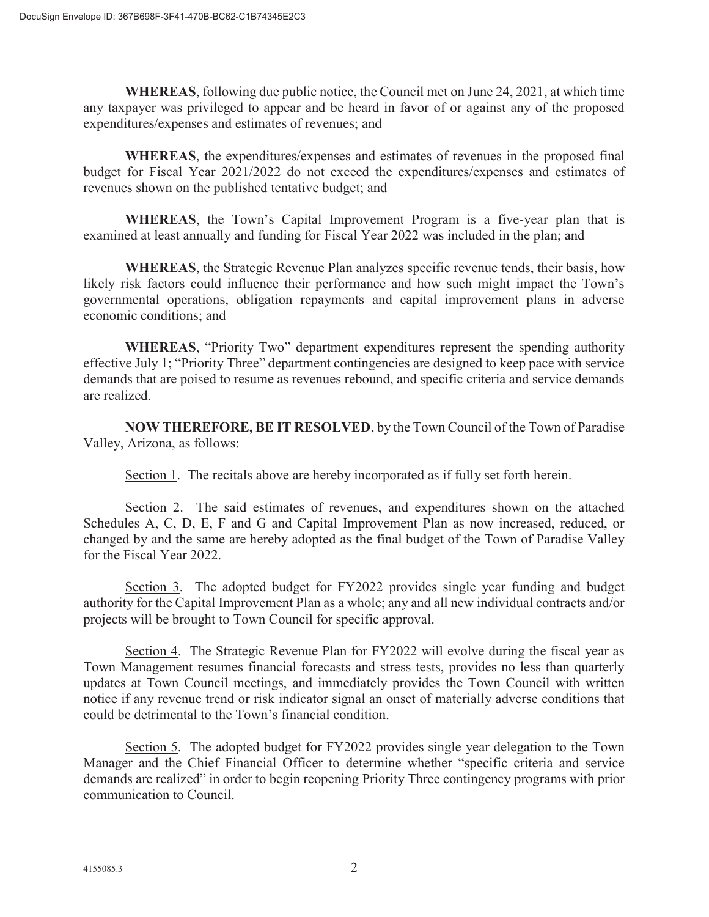**WHEREAS**, following due public notice, the Council met on June 24, 2021, at which time any taxpayer was privileged to appear and be heard in favor of or against any of the proposed expenditures/expenses and estimates of revenues; and

**WHEREAS**, the expenditures/expenses and estimates of revenues in the proposed final budget for Fiscal Year 2021/2022 do not exceed the expenditures/expenses and estimates of revenues shown on the published tentative budget; and

**WHEREAS**, the Town's Capital Improvement Program is a five-year plan that is examined at least annually and funding for Fiscal Year 2022 was included in the plan; and

**WHEREAS**, the Strategic Revenue Plan analyzes specific revenue tends, their basis, how likely risk factors could influence their performance and how such might impact the Town's governmental operations, obligation repayments and capital improvement plans in adverse economic conditions; and

**WHEREAS**, "Priority Two" department expenditures represent the spending authority effective July 1; "Priority Three" department contingencies are designed to keep pace with service demands that are poised to resume as revenues rebound, and specific criteria and service demands are realized.

**NOW THEREFORE, BE IT RESOLVED**, by the Town Council of the Town of Paradise Valley, Arizona, as follows:

Section 1. The recitals above are hereby incorporated as if fully set forth herein.

Section 2. The said estimates of revenues, and expenditures shown on the attached Schedules A, C, D, E, F and G and Capital Improvement Plan as now increased, reduced, or changed by and the same are hereby adopted as the final budget of the Town of Paradise Valley for the Fiscal Year 2022.

Section 3. The adopted budget for FY2022 provides single year funding and budget authority for the Capital Improvement Plan as a whole; any and all new individual contracts and/or projects will be brought to Town Council for specific approval.

Section 4. The Strategic Revenue Plan for FY2022 will evolve during the fiscal year as Town Management resumes financial forecasts and stress tests, provides no less than quarterly updates at Town Council meetings, and immediately provides the Town Council with written notice if any revenue trend or risk indicator signal an onset of materially adverse conditions that could be detrimental to the Town's financial condition.

Section 5. The adopted budget for FY2022 provides single year delegation to the Town Manager and the Chief Financial Officer to determine whether "specific criteria and service demands are realized" in order to begin reopening Priority Three contingency programs with prior communication to Council.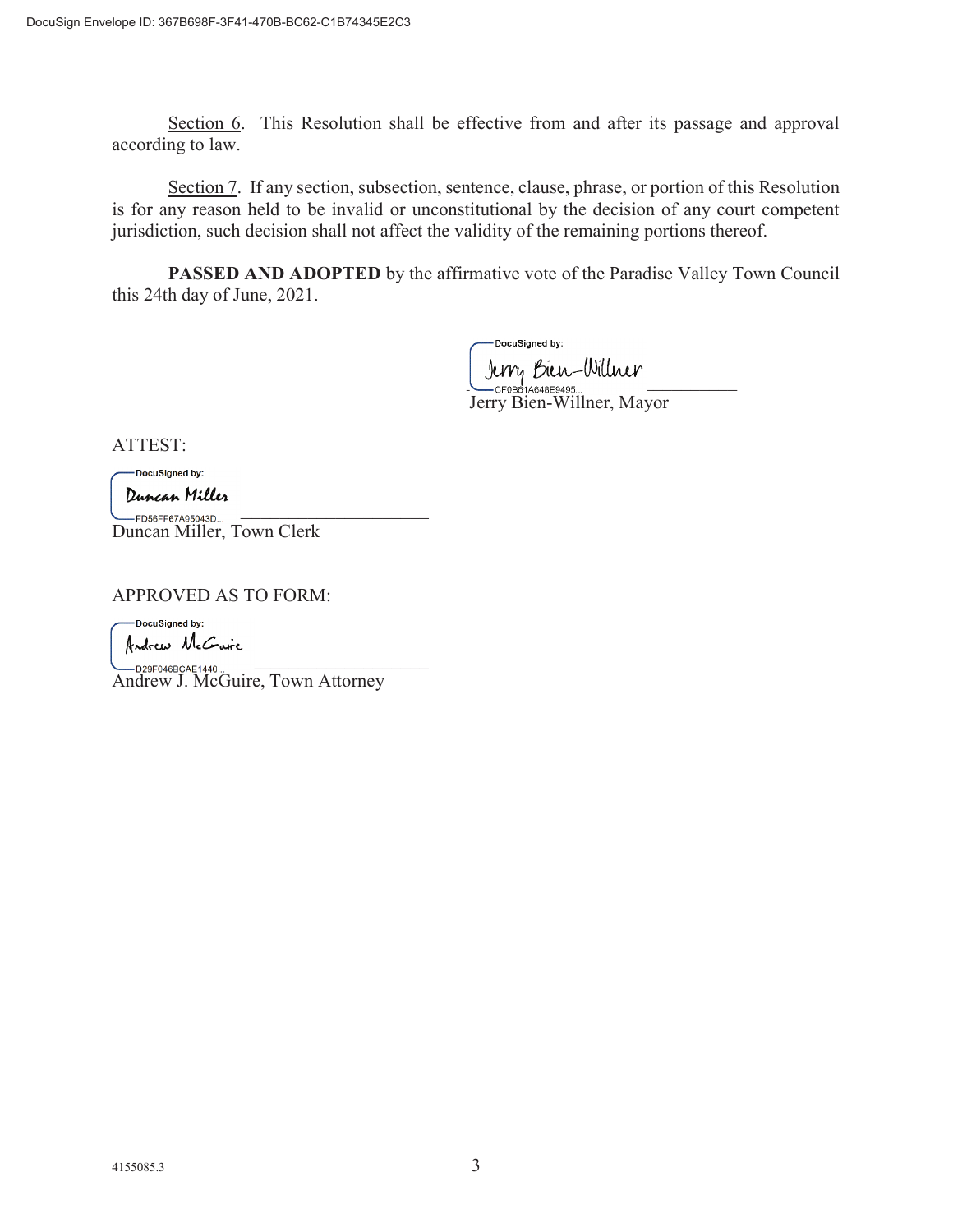Section 6. This Resolution shall be effective from and after its passage and approval according to law.

Section 7. If any section, subsection, sentence, clause, phrase, or portion of this Resolution is for any reason held to be invalid or unconstitutional by the decision of any court competent jurisdiction, such decision shall not affect the validity of the remaining portions thereof.

**PASSED AND ADOPTED** by the affirmative vote of the Paradise Valley Town Council this 24th day of June, 2021.

DocuSigned by:
Jerry Bien-Willner
CF0B61A648E9495...
Jerry Bien-Willner, Mayor

ATTEST:

DocuSigned by:
Duncan Miller
FD56FF67A95043D...
Duncan Miller, Town Clerk

APPROVED AS TO FORM:

DocuSigned by:
Andrew McGuire
D29F046BCAE1440...
Andrew J. McGuire, Town Attorney

4155085.3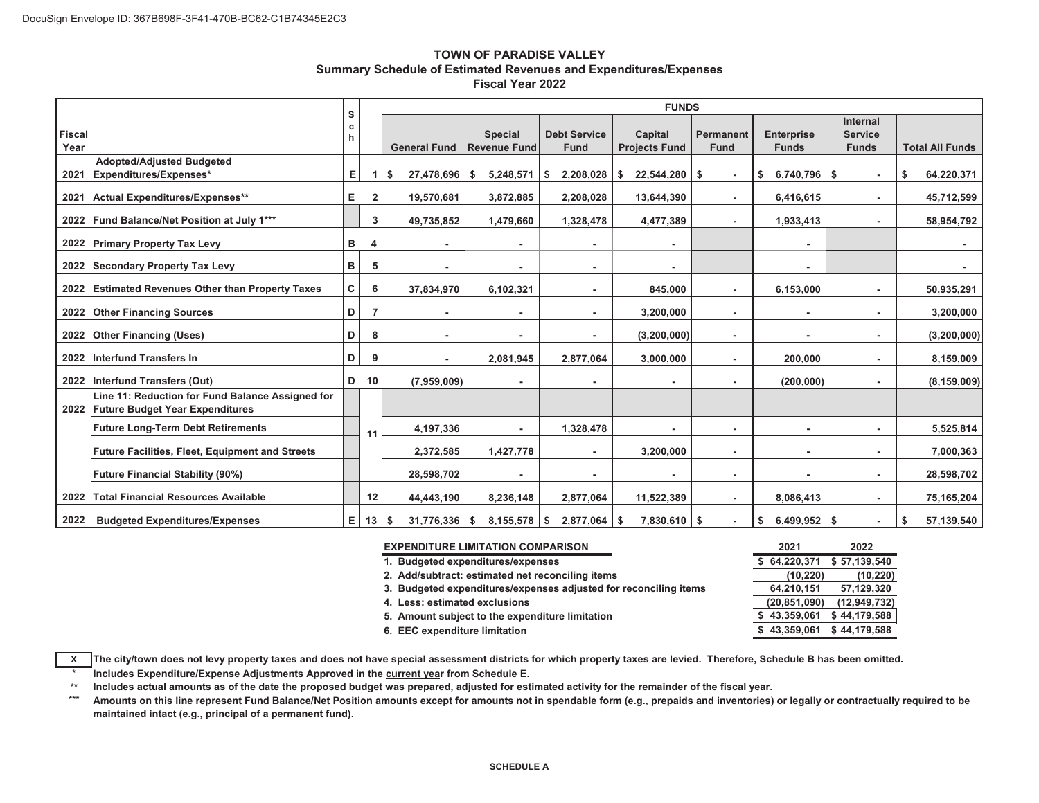DocuSign Envelope ID: 367B698F-3F41-470B-BC62-C1B74345E2C3

# TOWN OF PARADISE VALLEY
## Summary Schedule of Estimated Revenues and Expenditures/Expenses
### Fiscal Year 2022

| Fiscal Year | | Sch | | General Fund | Special Revenue Fund | Debt Service Fund | Capital Projects Fund | Permanent Fund | Enterprise Funds | Internal Service Funds | Total All Funds |
|---|---|---|---|---|---|---|---|---|---|---|---|
| | | | | FUNDS | | | | | | | |
| 2021 | Adopted/Adjusted Budgeted Expenditures/Expenses* | E | 1 | $ 27,478,696 | $ 5,248,571 | $ 2,208,028 | $ 22,544,280 | $ - | $ 6,740,796 | $ - | $ 64,220,371 |
| 2021 | Actual Expenditures/Expenses** | E | 2 | 19,570,681 | 3,872,885 | 2,208,028 | 13,644,390 | - | 6,416,615 | - | 45,712,599 |
| 2022 | Fund Balance/Net Position at July 1*** | | 3 | 49,735,852 | 1,479,660 | 1,328,478 | 4,477,389 | - | 1,933,413 | - | 58,954,792 |
| 2022 | Primary Property Tax Levy | B | 4 | - | - | - | - | | - | | - |
| 2022 | Secondary Property Tax Levy | B | 5 | - | - | - | - | | - | | - |
| 2022 | Estimated Revenues Other than Property Taxes | C | 6 | 37,834,970 | 6,102,321 | - | 845,000 | - | 6,153,000 | - | 50,935,291 |
| 2022 | Other Financing Sources | D | 7 | - | - | - | 3,200,000 | - | - | - | 3,200,000 |
| 2022 | Other Financing (Uses) | D | 8 | - | - | - | (3,200,000) | - | - | - | (3,200,000) |
| 2022 | Interfund Transfers In | D | 9 | - | 2,081,945 | 2,877,064 | 3,000,000 | - | 200,000 | - | 8,159,009 |
| 2022 | Interfund Transfers (Out) | D | 10 | (7,959,009) | - | - | - | - | (200,000) | - | (8,159,009) |
| 2022 | Line 11: Reduction for Fund Balance Assigned for Future Budget Year Expenditures | | 11 | | | | | | | | |
| | Future Long-Term Debt Retirements | | | 4,197,336 | - | 1,328,478 | - | - | - | - | 5,525,814 |
| | Future Facilities, Fleet, Equipment and Streets | | | 2,372,585 | 1,427,778 | - | 3,200,000 | - | - | - | 7,000,363 |
| | Future Financial Stability (90%) | | | 28,598,702 | - | - | - | - | - | - | 28,598,702 |
| 2022 | Total Financial Resources Available | | 12 | 44,443,190 | 8,236,148 | 2,877,064 | 11,522,389 | - | 8,086,413 | - | 75,165,204 |
| 2022 | Budgeted Expenditures/Expenses | E | 13 | $ 31,776,336 | $ 8,155,578 | $ 2,877,064 | $ 7,830,610 | $ - | $ 6,499,952 | $ - | $ 57,139,540 |

| EXPENDITURE LIMITATION COMPARISON | 2021 | 2022 |
|---|---|---|
| 1. Budgeted expenditures/expenses | $ 64,220,371 | $ 57,139,540 |
| 2. Add/subtract: estimated net reconciling items | (10,220) | (10,220) |
| 3. Budgeted expenditures/expenses adjusted for reconciling items | 64,210,151 | 57,129,320 |
| 4. Less: estimated exclusions | (20,851,090) | (12,949,732) |
| 5. Amount subject to the expenditure limitation | $ 43,359,061 | $ 44,179,588 |
| 6. EEC expenditure limitation | $ 43,359,061 | $ 44,179,588 |

**[X] The city/town does not levy property taxes and does not have special assessment districts for which property taxes are levied. Therefore, Schedule B has been omitted.**

\* Includes Expenditure/Expense Adjustments Approved in the current year from Schedule E.

\*\* Includes actual amounts as of the date the proposed budget was prepared, adjusted for estimated activity for the remainder of the fiscal year.

\*\*\* Amounts on this line represent Fund Balance/Net Position amounts except for amounts not in spendable form (e.g., prepaids and inventories) or legally or contractually required to be maintained intact (e.g., principal of a permanent fund).

SCHEDULE A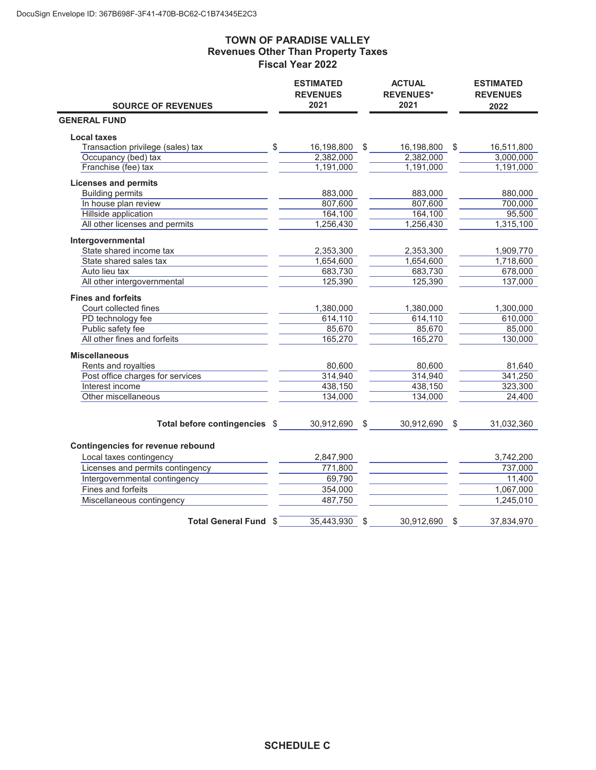# TOWN OF PARADISE VALLEY
## Revenues Other Than Property Taxes
## Fiscal Year 2022

| SOURCE OF REVENUES | ESTIMATED REVENUES 2021 | ACTUAL REVENUES* 2021 | ESTIMATED REVENUES 2022 |
|---|---|---|---|
| **GENERAL FUND** | | | |
| **Local taxes** | | | |
| Transaction privilege (sales) tax | $ 16,198,800 | $ 16,198,800 | $ 16,511,800 |
| Occupancy (bed) tax | 2,382,000 | 2,382,000 | 3,000,000 |
| Franchise (fee) tax | 1,191,000 | 1,191,000 | 1,191,000 |
| **Licenses and permits** | | | |
| Building permits | 883,000 | 883,000 | 880,000 |
| In house plan review | 807,600 | 807,600 | 700,000 |
| Hillside application | 164,100 | 164,100 | 95,500 |
| All other licenses and permits | 1,256,430 | 1,256,430 | 1,315,100 |
| **Intergovernmental** | | | |
| State shared income tax | 2,353,300 | 2,353,300 | 1,909,770 |
| State shared sales tax | 1,654,600 | 1,654,600 | 1,718,600 |
| Auto lieu tax | 683,730 | 683,730 | 678,000 |
| All other intergovernmental | 125,390 | 125,390 | 137,000 |
| **Fines and forfeits** | | | |
| Court collected fines | 1,380,000 | 1,380,000 | 1,300,000 |
| PD technology fee | 614,110 | 614,110 | 610,000 |
| Public safety fee | 85,670 | 85,670 | 85,000 |
| All other fines and forfeits | 165,270 | 165,270 | 130,000 |
| **Miscellaneous** | | | |
| Rents and royalties | 80,600 | 80,600 | 81,640 |
| Post office charges for services | 314,940 | 314,940 | 341,250 |
| Interest income | 438,150 | 438,150 | 323,300 |
| Other miscellaneous | 134,000 | 134,000 | 24,400 |
| **Total before contingencies** | $ 30,912,690 | $ 30,912,690 | $ 31,032,360 |
| **Contingencies for revenue rebound** | | | |
| Local taxes contingency | 2,847,900 | | 3,742,200 |
| Licenses and permits contingency | 771,800 | | 737,000 |
| Intergovernmental contingency | 69,790 | | 11,400 |
| Fines and forfeits | 354,000 | | 1,067,000 |
| Miscellaneous contingency | 487,750 | | 1,245,010 |
| **Total General Fund** | $ 35,443,930 | $ 30,912,690 | $ 37,834,970 |

**SCHEDULE C**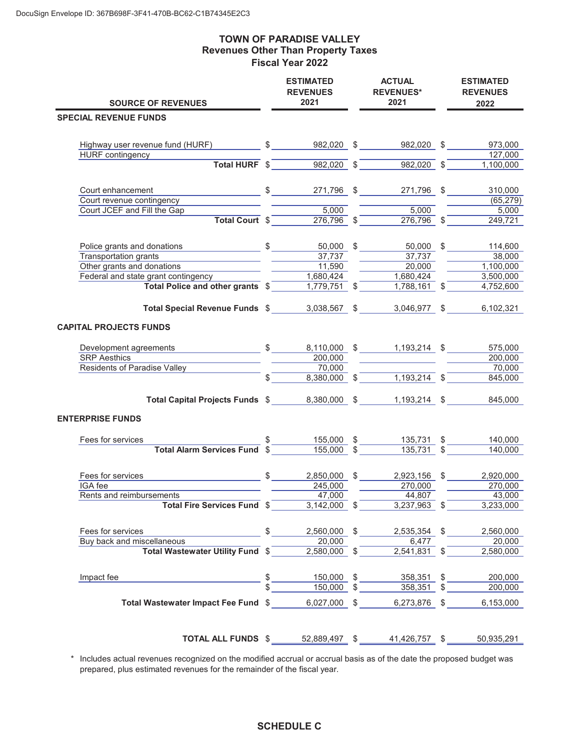DocuSign Envelope ID: 367B698F-3F41-470B-BC62-C1B74345E2C3

# TOWN OF PARADISE VALLEY
## Revenues Other Than Property Taxes
## Fiscal Year 2022

| SOURCE OF REVENUES | ESTIMATED REVENUES 2021 | ACTUAL REVENUES* 2021 | ESTIMATED REVENUES 2022 |
|---|---|---|---|
| **SPECIAL REVENUE FUNDS** | | | |
| Highway user revenue fund (HURF) | $ 982,020 | $ 982,020 | $ 973,000 |
| HURF contingency | | | 127,000 |
| **Total HURF** | $ 982,020 | $ 982,020 | $ 1,100,000 |
| Court enhancement | $ 271,796 | $ 271,796 | $ 310,000 |
| Court revenue contingency | | | (65,279) |
| Court JCEF and Fill the Gap | 5,000 | 5,000 | 5,000 |
| **Total Court** | $ 276,796 | $ 276,796 | $ 249,721 |
| Police grants and donations | $ 50,000 | $ 50,000 | $ 114,600 |
| Transportation grants | 37,737 | 37,737 | 38,000 |
| Other grants and donations | 11,590 | 20,000 | 1,100,000 |
| Federal and state grant contingency | 1,680,424 | 1,680,424 | 3,500,000 |
| **Total Police and other grants** | $ 1,779,751 | $ 1,788,161 | $ 4,752,600 |
| **Total Special Revenue Funds** | $ 3,038,567 | $ 3,046,977 | $ 6,102,321 |
| **CAPITAL PROJECTS FUNDS** | | | |
| Development agreements | $ 8,110,000 | $ 1,193,214 | $ 575,000 |
| SRP Aesthics | 200,000 | | 200,000 |
| Residents of Paradise Valley | 70,000 | | 70,000 |
| | $ 8,380,000 | $ 1,193,214 | $ 845,000 |
| **Total Capital Projects Funds** | $ 8,380,000 | $ 1,193,214 | $ 845,000 |
| **ENTERPRISE FUNDS** | | | |
| Fees for services | $ 155,000 | $ 135,731 | $ 140,000 |
| **Total Alarm Services Fund** | $ 155,000 | $ 135,731 | $ 140,000 |
| Fees for services | $ 2,850,000 | $ 2,923,156 | $ 2,920,000 |
| IGA fee | 245,000 | 270,000 | 270,000 |
| Rents and reimbursements | 47,000 | 44,807 | 43,000 |
| **Total Fire Services Fund** | $ 3,142,000 | $ 3,237,963 | $ 3,233,000 |
| Fees for services | $ 2,560,000 | $ 2,535,354 | $ 2,560,000 |
| Buy back and miscellaneous | 20,000 | 6,477 | 20,000 |
| **Total Wastewater Utility Fund** | $ 2,580,000 | $ 2,541,831 | $ 2,580,000 |
| Impact fee | $ 150,000 | $ 358,351 | $ 200,000 |
| | $ 150,000 | $ 358,351 | $ 200,000 |
| **Total Wastewater Impact Fee Fund** | $ 6,027,000 | $ 6,273,876 | $ 6,153,000 |
| **TOTAL ALL FUNDS** | $ 52,889,497 | $ 41,426,757 | $ 50,935,291 |

\* Includes actual revenues recognized on the modified accrual or accrual basis as of the date the proposed budget was prepared, plus estimated revenues for the remainder of the fiscal year.

**SCHEDULE C**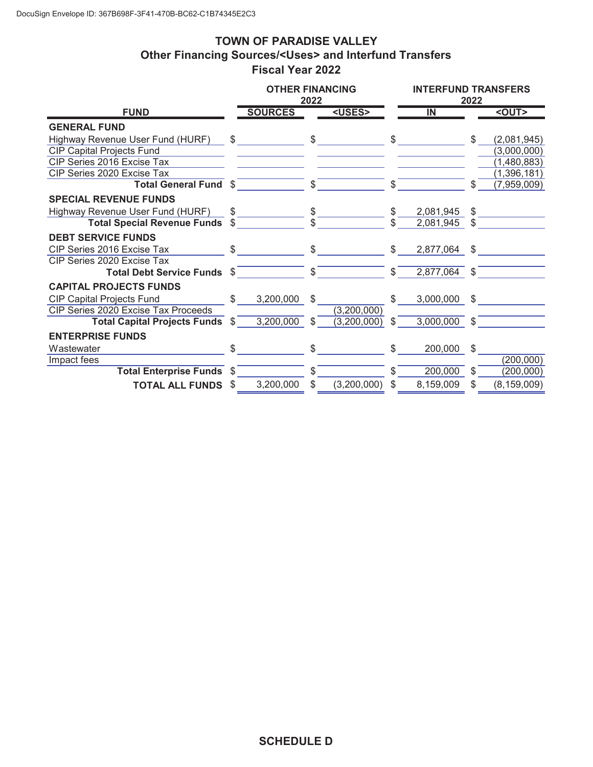DocuSign Envelope ID: 367B698F-3F41-470B-BC62-C1B74345E2C3

# TOWN OF PARADISE VALLEY
## Other Financing Sources/<Uses> and Interfund Transfers
## Fiscal Year 2022

| FUND | OTHER FINANCING 2022 SOURCES | OTHER FINANCING 2022 <USES> | INTERFUND TRANSFERS 2022 IN | INTERFUND TRANSFERS 2022 <OUT> |
|---|---|---|---|---|
| **GENERAL FUND** | | | | |
| Highway Revenue User Fund (HURF) | $ | $ | $ | $ (2,081,945) |
| CIP Capital Projects Fund | | | | (3,000,000) |
| CIP Series 2016 Excise Tax | | | | (1,480,883) |
| CIP Series 2020 Excise Tax | | | | (1,396,181) |
| **Total General Fund** | $ | $ | $ | $ (7,959,009) |
| **SPECIAL REVENUE FUNDS** | | | | |
| Highway Revenue User Fund (HURF) | $ | $ | $ 2,081,945 | $ |
| **Total Special Revenue Funds** | $ | $ | $ 2,081,945 | $ |
| **DEBT SERVICE FUNDS** | | | | |
| CIP Series 2016 Excise Tax | $ | $ | $ 2,877,064 | $ |
| CIP Series 2020 Excise Tax | | | | |
| **Total Debt Service Funds** | $ | $ | $ 2,877,064 | $ |
| **CAPITAL PROJECTS FUNDS** | | | | |
| CIP Capital Projects Fund | $ 3,200,000 | $ | $ 3,000,000 | $ |
| CIP Series 2020 Excise Tax Proceeds | | (3,200,000) | | |
| **Total Capital Projects Funds** | $ 3,200,000 | $ (3,200,000) | $ 3,000,000 | $ |
| **ENTERPRISE FUNDS** | | | | |
| Wastewater | $ | $ | $ 200,000 | $ |
| Impact fees | | | | (200,000) |
| **Total Enterprise Funds** | $ | $ | $ 200,000 | $ (200,000) |
| **TOTAL ALL FUNDS** | $ 3,200,000 | $ (3,200,000) | $ 8,159,009 | $ (8,159,009) |

**SCHEDULE D**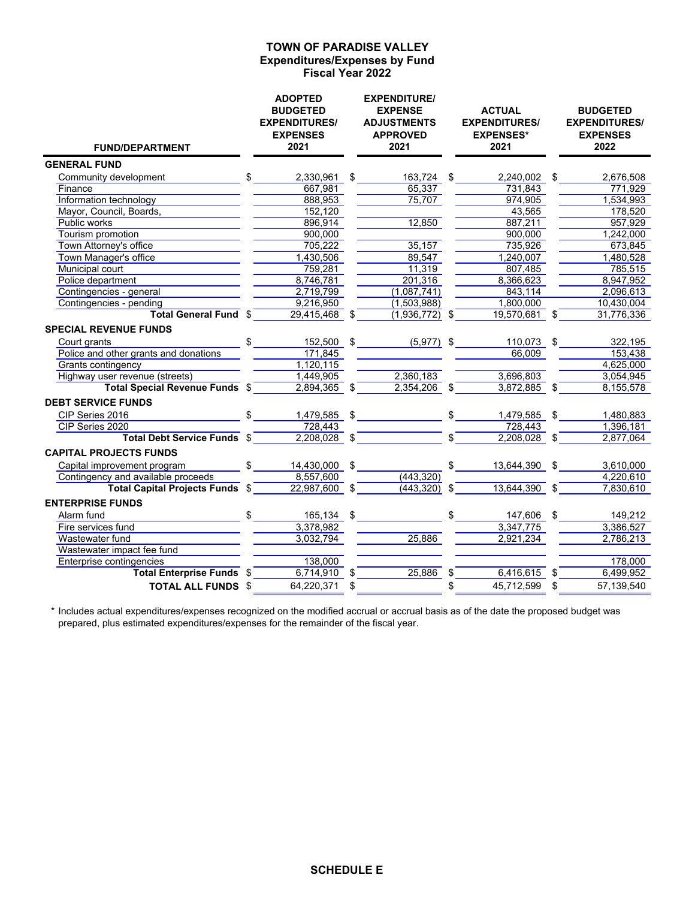# TOWN OF PARADISE VALLEY
## Expenditures/Expenses by Fund
## Fiscal Year 2022

| FUND/DEPARTMENT | ADOPTED BUDGETED EXPENDITURES/ EXPENSES 2021 | EXPENDITURE/ EXPENSE ADJUSTMENTS APPROVED 2021 | ACTUAL EXPENDITURES/ EXPENSES* 2021 | BUDGETED EXPENDITURES/ EXPENSES 2022 |
|---|---|---|---|---|
| **GENERAL FUND** | | | | |
| Community development | $ 2,330,961 | $ 163,724 | $ 2,240,002 | $ 2,676,508 |
| Finance | 667,981 | 65,337 | 731,843 | 771,929 |
| Information technology | 888,953 | 75,707 | 974,905 | 1,534,993 |
| Mayor, Council, Boards, | 152,120 | | 43,565 | 178,520 |
| Public works | 896,914 | 12,850 | 887,211 | 957,929 |
| Tourism promotion | 900,000 | | 900,000 | 1,242,000 |
| Town Attorney's office | 705,222 | 35,157 | 735,926 | 673,845 |
| Town Manager's office | 1,430,506 | 89,547 | 1,240,007 | 1,480,528 |
| Municipal court | 759,281 | 11,319 | 807,485 | 785,515 |
| Police department | 8,746,781 | 201,316 | 8,366,623 | 8,947,952 |
| Contingencies - general | 2,719,799 | (1,087,741) | 843,114 | 2,096,613 |
| Contingencies - pending | 9,216,950 | (1,503,988) | 1,800,000 | 10,430,004 |
| **Total General Fund** | $ 29,415,468 | $ (1,936,772) | $ 19,570,681 | $ 31,776,336 |
| **SPECIAL REVENUE FUNDS** | | | | |
| Court grants | $ 152,500 | $ (5,977) | $ 110,073 | $ 322,195 |
| Police and other grants and donations | 171,845 | | 66,009 | 153,438 |
| Grants contingency | 1,120,115 | | | 4,625,000 |
| Highway user revenue (streets) | 1,449,905 | 2,360,183 | 3,696,803 | 3,054,945 |
| **Total Special Revenue Funds** | $ 2,894,365 | $ 2,354,206 | $ 3,872,885 | $ 8,155,578 |
| **DEBT SERVICE FUNDS** | | | | |
| CIP Series 2016 | $ 1,479,585 | $ | $ 1,479,585 | $ 1,480,883 |
| CIP Series 2020 | 728,443 | | 728,443 | 1,396,181 |
| **Total Debt Service Funds** | $ 2,208,028 | $ | $ 2,208,028 | $ 2,877,064 |
| **CAPITAL PROJECTS FUNDS** | | | | |
| Capital improvement program | $ 14,430,000 | $ | $ 13,644,390 | $ 3,610,000 |
| Contingency and available proceeds | 8,557,600 | (443,320) | | 4,220,610 |
| **Total Capital Projects Funds** | $ 22,987,600 | $ (443,320) | $ 13,644,390 | $ 7,830,610 |
| **ENTERPRISE FUNDS** | | | | |
| Alarm fund | $ 165,134 | $ | $ 147,606 | $ 149,212 |
| Fire services fund | 3,378,982 | | 3,347,775 | 3,386,527 |
| Wastewater fund | 3,032,794 | 25,886 | 2,921,234 | 2,786,213 |
| Wastewater impact fee fund | | | | |
| Enterprise contingencies | 138,000 | | | 178,000 |
| **Total Enterprise Funds** | $ 6,714,910 | $ 25,886 | $ 6,416,615 | $ 6,499,952 |
| **TOTAL ALL FUNDS** | $ 64,220,371 | $ | $ 45,712,599 | $ 57,139,540 |

\* Includes actual expenditures/expenses recognized on the modified accrual or accrual basis as of the date the proposed budget was prepared, plus estimated expenditures/expenses for the remainder of the fiscal year.

**SCHEDULE E**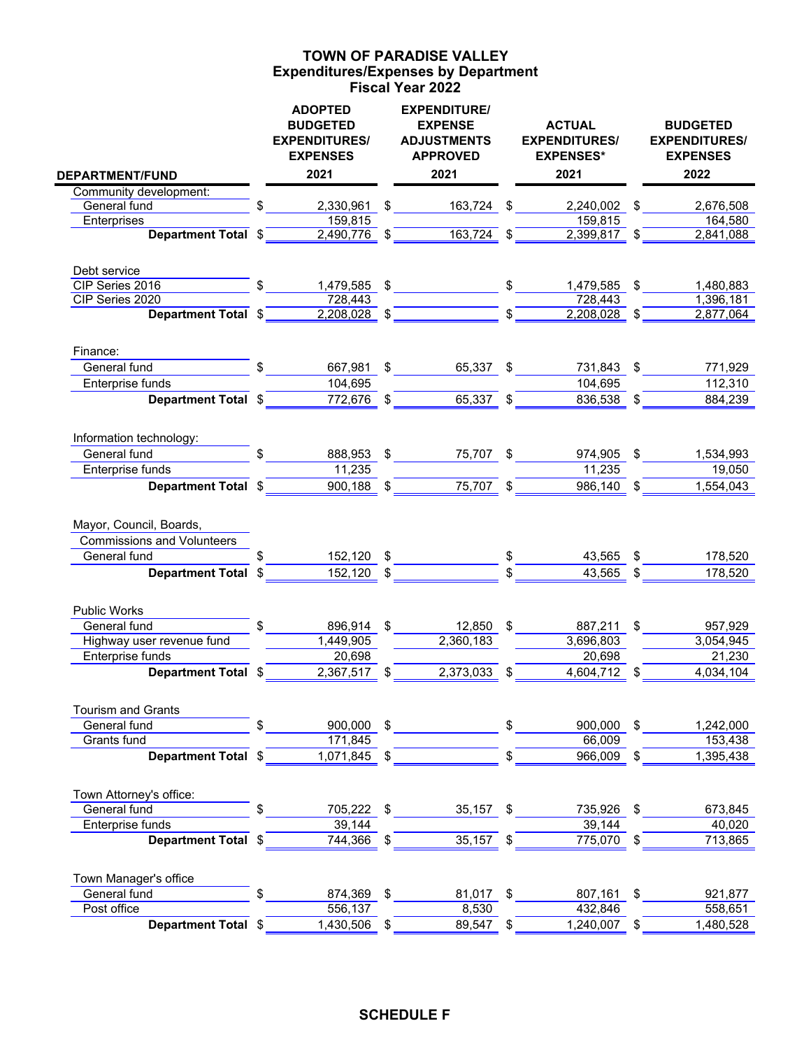# TOWN OF PARADISE VALLEY
## Expenditures/Expenses by Department
## Fiscal Year 2022

| DEPARTMENT/FUND | ADOPTED BUDGETED EXPENDITURES/ EXPENSES 2021 | EXPENDITURE/ EXPENSE ADJUSTMENTS APPROVED 2021 | ACTUAL EXPENDITURES/ EXPENSES* 2021 | BUDGETED EXPENDITURES/ EXPENSES 2022 |
|---|---|---|---|---|
| Community development: | | | | |
| General fund | $ 2,330,961 | $ 163,724 | $ 2,240,002 | $ 2,676,508 |
| Enterprises | 159,815 | | 159,815 | 164,580 |
| **Department Total** | $ 2,490,776 | $ 163,724 | $ 2,399,817 | $ 2,841,088 |
| Debt service | | | | |
| CIP Series 2016 | $ 1,479,585 | $ | $ 1,479,585 | $ 1,480,883 |
| CIP Series 2020 | 728,443 | | 728,443 | 1,396,181 |
| **Department Total** | $ 2,208,028 | $ | $ 2,208,028 | $ 2,877,064 |
| Finance: | | | | |
| General fund | $ 667,981 | $ 65,337 | $ 731,843 | $ 771,929 |
| Enterprise funds | 104,695 | | 104,695 | 112,310 |
| **Department Total** | $ 772,676 | $ 65,337 | $ 836,538 | $ 884,239 |
| Information technology: | | | | |
| General fund | $ 888,953 | $ 75,707 | $ 974,905 | $ 1,534,993 |
| Enterprise funds | 11,235 | | 11,235 | 19,050 |
| **Department Total** | $ 900,188 | $ 75,707 | $ 986,140 | $ 1,554,043 |
| Mayor, Council, Boards, Commissions and Volunteers | | | | |
| General fund | $ 152,120 | $ | $ 43,565 | $ 178,520 |
| **Department Total** | $ 152,120 | $ | $ 43,565 | $ 178,520 |
| Public Works | | | | |
| General fund | $ 896,914 | $ 12,850 | $ 887,211 | $ 957,929 |
| Highway user revenue fund | 1,449,905 | 2,360,183 | 3,696,803 | 3,054,945 |
| Enterprise funds | 20,698 | | 20,698 | 21,230 |
| **Department Total** | $ 2,367,517 | $ 2,373,033 | $ 4,604,712 | $ 4,034,104 |
| Tourism and Grants | | | | |
| General fund | $ 900,000 | $ | $ 900,000 | $ 1,242,000 |
| Grants fund | 171,845 | | 66,009 | 153,438 |
| **Department Total** | $ 1,071,845 | $ | $ 966,009 | $ 1,395,438 |
| Town Attorney's office: | | | | |
| General fund | $ 705,222 | $ 35,157 | $ 735,926 | $ 673,845 |
| Enterprise funds | 39,144 | | 39,144 | 40,020 |
| **Department Total** | $ 744,366 | $ 35,157 | $ 775,070 | $ 713,865 |
| Town Manager's office | | | | |
| General fund | $ 874,369 | $ 81,017 | $ 807,161 | $ 921,877 |
| Post office | 556,137 | 8,530 | 432,846 | 558,651 |
| **Department Total** | $ 1,430,506 | $ 89,547 | $ 1,240,007 | $ 1,480,528 |

**SCHEDULE F**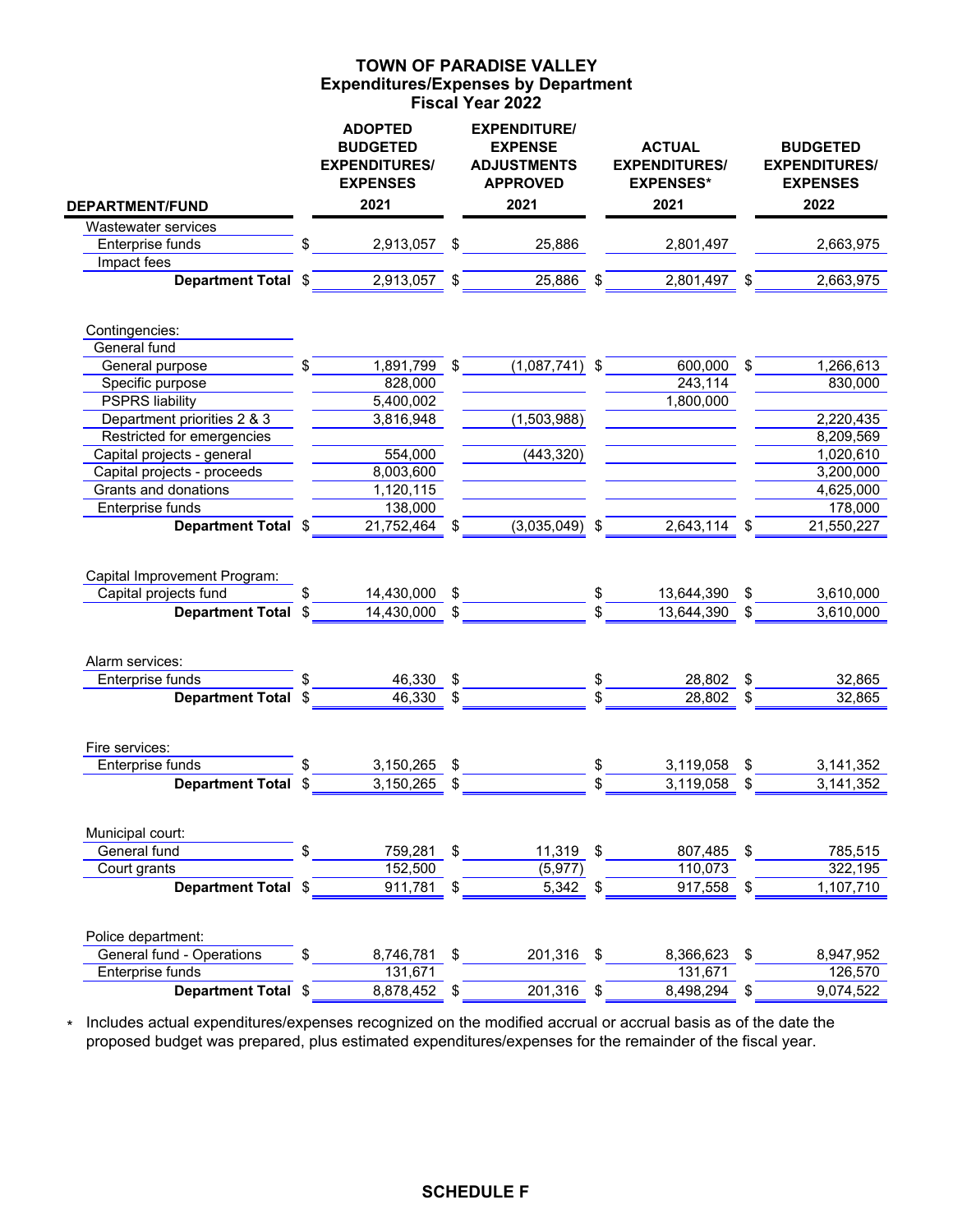# TOWN OF PARADISE VALLEY
## Expenditures/Expenses by Department
## Fiscal Year 2022

| DEPARTMENT/FUND | ADOPTED BUDGETED EXPENDITURES/ EXPENSES 2021 | EXPENDITURE/ EXPENSE ADJUSTMENTS APPROVED 2021 | ACTUAL EXPENDITURES/ EXPENSES* 2021 | BUDGETED EXPENDITURES/ EXPENSES 2022 |
|---|---|---|---|---|
| Wastewater services | | | | |
| Enterprise funds | $ 2,913,057 | $ 25,886 | 2,801,497 | 2,663,975 |
| Impact fees | | | | |
| **Department Total** | $ 2,913,057 | $ 25,886 | $ 2,801,497 | $ 2,663,975 |
| | | | | |
| Contingencies: | | | | |
| General fund | | | | |
| General purpose | $ 1,891,799 | $ (1,087,741) | $ 600,000 | $ 1,266,613 |
| Specific purpose | 828,000 | | 243,114 | 830,000 |
| PSPRS liability | 5,400,002 | | 1,800,000 | |
| Department priorities 2 & 3 | 3,816,948 | (1,503,988) | | 2,220,435 |
| Restricted for emergencies | | | | 8,209,569 |
| Capital projects - general | 554,000 | (443,320) | | 1,020,610 |
| Capital projects - proceeds | 8,003,600 | | | 3,200,000 |
| Grants and donations | 1,120,115 | | | 4,625,000 |
| Enterprise funds | 138,000 | | | 178,000 |
| **Department Total** | $ 21,752,464 | $ (3,035,049) | $ 2,643,114 | $ 21,550,227 |
| | | | | |
| Capital Improvement Program: | | | | |
| Capital projects fund | $ 14,430,000 | $ | $ 13,644,390 | $ 3,610,000 |
| **Department Total** | $ 14,430,000 | $ | $ 13,644,390 | $ 3,610,000 |
| | | | | |
| Alarm services: | | | | |
| Enterprise funds | $ 46,330 | $ | $ 28,802 | $ 32,865 |
| **Department Total** | $ 46,330 | $ | $ 28,802 | $ 32,865 |
| | | | | |
| Fire services: | | | | |
| Enterprise funds | $ 3,150,265 | $ | $ 3,119,058 | $ 3,141,352 |
| **Department Total** | $ 3,150,265 | $ | $ 3,119,058 | $ 3,141,352 |
| | | | | |
| Municipal court: | | | | |
| General fund | $ 759,281 | $ 11,319 | $ 807,485 | $ 785,515 |
| Court grants | 152,500 | (5,977) | 110,073 | 322,195 |
| **Department Total** | $ 911,781 | $ 5,342 | $ 917,558 | $ 1,107,710 |
| | | | | |
| Police department: | | | | |
| General fund - Operations | $ 8,746,781 | $ 201,316 | $ 8,366,623 | $ 8,947,952 |
| Enterprise funds | 131,671 | | 131,671 | 126,570 |
| **Department Total** | $ 8,878,452 | $ 201,316 | $ 8,498,294 | $ 9,074,522 |

\* Includes actual expenditures/expenses recognized on the modified accrual or accrual basis as of the date the proposed budget was prepared, plus estimated expenditures/expenses for the remainder of the fiscal year.

**SCHEDULE F**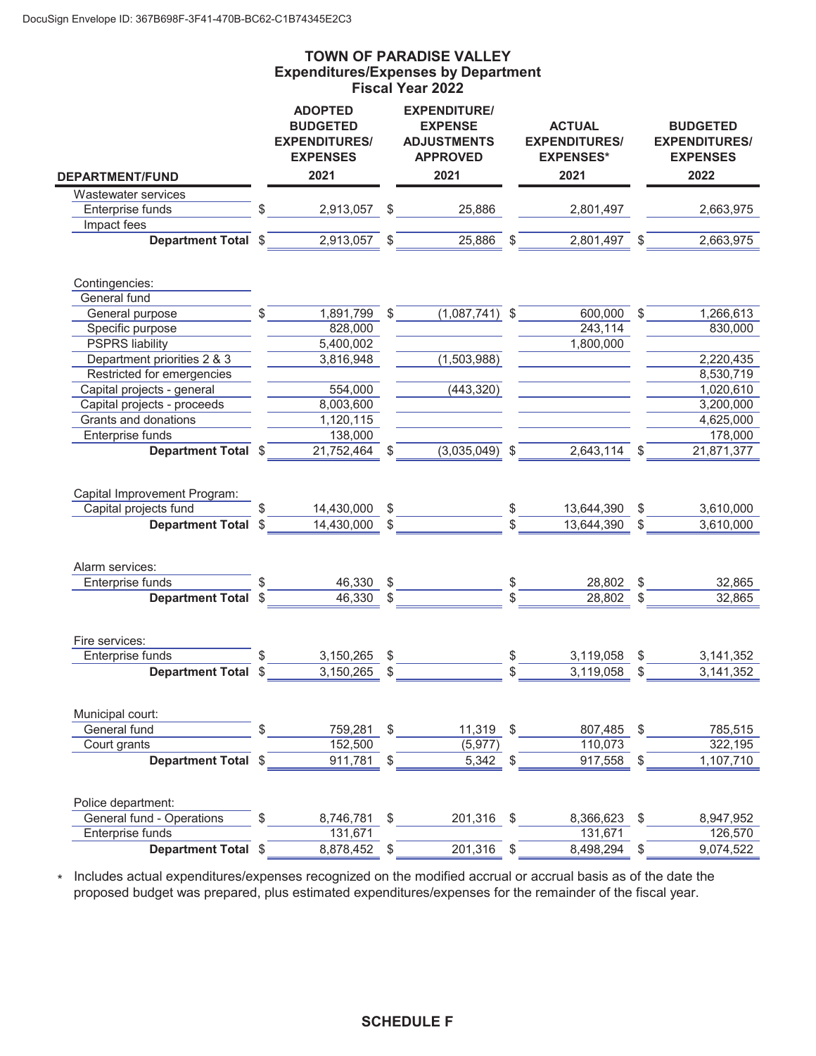# TOWN OF PARADISE VALLEY
## Expenditures/Expenses by Department
### Fiscal Year 2022

| DEPARTMENT/FUND | ADOPTED BUDGETED EXPENDITURES/ EXPENSES 2021 | EXPENDITURE/ EXPENSE ADJUSTMENTS APPROVED 2021 | ACTUAL EXPENDITURES/ EXPENSES* 2021 | BUDGETED EXPENDITURES/ EXPENSES 2022 |
|---|---|---|---|---|
| Wastewater services | | | | |
| Enterprise funds | $ 2,913,057 | $ 25,886 | 2,801,497 | 2,663,975 |
| Impact fees | | | | |
| **Department Total** | $ 2,913,057 | $ 25,886 | $ 2,801,497 | $ 2,663,975 |
| Contingencies: | | | | |
| General fund | | | | |
| General purpose | $ 1,891,799 | $ (1,087,741) | $ 600,000 | $ 1,266,613 |
| Specific purpose | 828,000 | | 243,114 | 830,000 |
| PSPRS liability | 5,400,002 | | 1,800,000 | |
| Department priorities 2 & 3 | 3,816,948 | (1,503,988) | | 2,220,435 |
| Restricted for emergencies | | | | 8,530,719 |
| Capital projects - general | 554,000 | (443,320) | | 1,020,610 |
| Capital projects - proceeds | 8,003,600 | | | 3,200,000 |
| Grants and donations | 1,120,115 | | | 4,625,000 |
| Enterprise funds | 138,000 | | | 178,000 |
| **Department Total** | $ 21,752,464 | $ (3,035,049) | $ 2,643,114 | $ 21,871,377 |
| Capital Improvement Program: | | | | |
| Capital projects fund | $ 14,430,000 | $ | $ 13,644,390 | $ 3,610,000 |
| **Department Total** | $ 14,430,000 | $ | $ 13,644,390 | $ 3,610,000 |
| Alarm services: | | | | |
| Enterprise funds | $ 46,330 | $ | $ 28,802 | $ 32,865 |
| **Department Total** | $ 46,330 | $ | $ 28,802 | $ 32,865 |
| Fire services: | | | | |
| Enterprise funds | $ 3,150,265 | $ | $ 3,119,058 | $ 3,141,352 |
| **Department Total** | $ 3,150,265 | $ | $ 3,119,058 | $ 3,141,352 |
| Municipal court: | | | | |
| General fund | $ 759,281 | $ 11,319 | $ 807,485 | $ 785,515 |
| Court grants | 152,500 | (5,977) | 110,073 | 322,195 |
| **Department Total** | $ 911,781 | $ 5,342 | $ 917,558 | $ 1,107,710 |
| Police department: | | | | |
| General fund - Operations | $ 8,746,781 | $ 201,316 | $ 8,366,623 | $ 8,947,952 |
| Enterprise funds | 131,671 | | 131,671 | 126,570 |
| **Department Total** | $ 8,878,452 | $ 201,316 | $ 8,498,294 | $ 9,074,522 |

\* Includes actual expenditures/expenses recognized on the modified accrual or accrual basis as of the date the proposed budget was prepared, plus estimated expenditures/expenses for the remainder of the fiscal year.

**SCHEDULE F**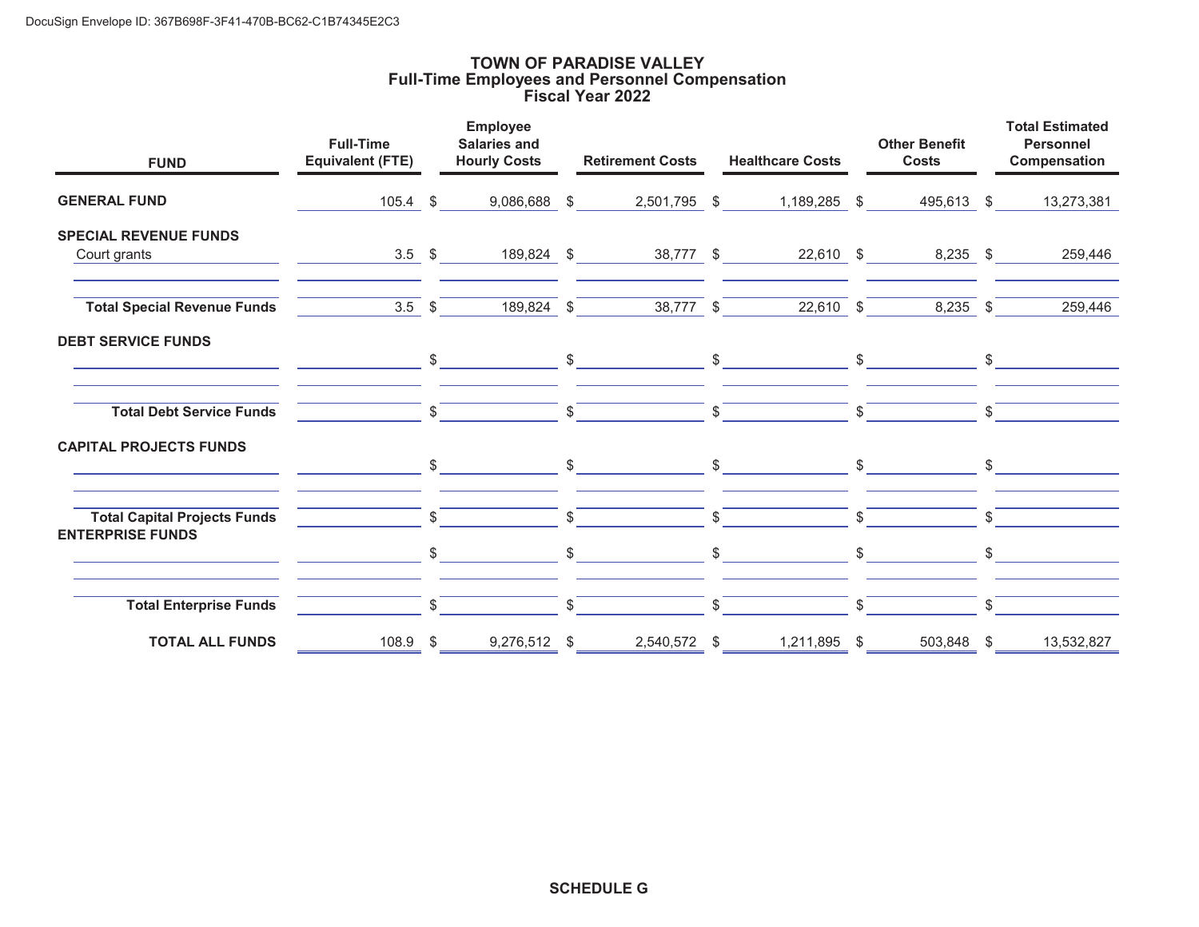# TOWN OF PARADISE VALLEY
## Full-Time Employees and Personnel Compensation
## Fiscal Year 2022

| FUND | Full-Time Equivalent (FTE) | Employee Salaries and Hourly Costs | Retirement Costs | Healthcare Costs | Other Benefit Costs | Total Estimated Personnel Compensation |
|---|---|---|---|---|---|---|
| **GENERAL FUND** | 105.4 | $ 9,086,688 | $ 2,501,795 | $ 1,189,285 | $ 495,613 | $ 13,273,381 |
| **SPECIAL REVENUE FUNDS** | | | | | | |
| Court grants | 3.5 | $ 189,824 | $ 38,777 | $ 22,610 | $ 8,235 | $ 259,446 |
| | | | | | | |
| **Total Special Revenue Funds** | 3.5 | $ 189,824 | $ 38,777 | $ 22,610 | $ 8,235 | $ 259,446 |
| **DEBT SERVICE FUNDS** | | | | | | |
| | | $ | $ | $ | $ | $ |
| | | | | | | |
| **Total Debt Service Funds** | | $ | $ | $ | $ | $ |
| **CAPITAL PROJECTS FUNDS** | | | | | | |
| | | $ | $ | $ | $ | $ |
| | | | | | | |
| **Total Capital Projects Funds** | | $ | $ | $ | $ | $ |
| **ENTERPRISE FUNDS** | | | | | | |
| | | $ | $ | $ | $ | $ |
| | | | | | | |
| **Total Enterprise Funds** | | $ | $ | $ | $ | $ |
| **TOTAL ALL FUNDS** | 108.9 | $ 9,276,512 | $ 2,540,572 | $ 1,211,895 | $ 503,848 | $ 13,532,827 |

**SCHEDULE G**